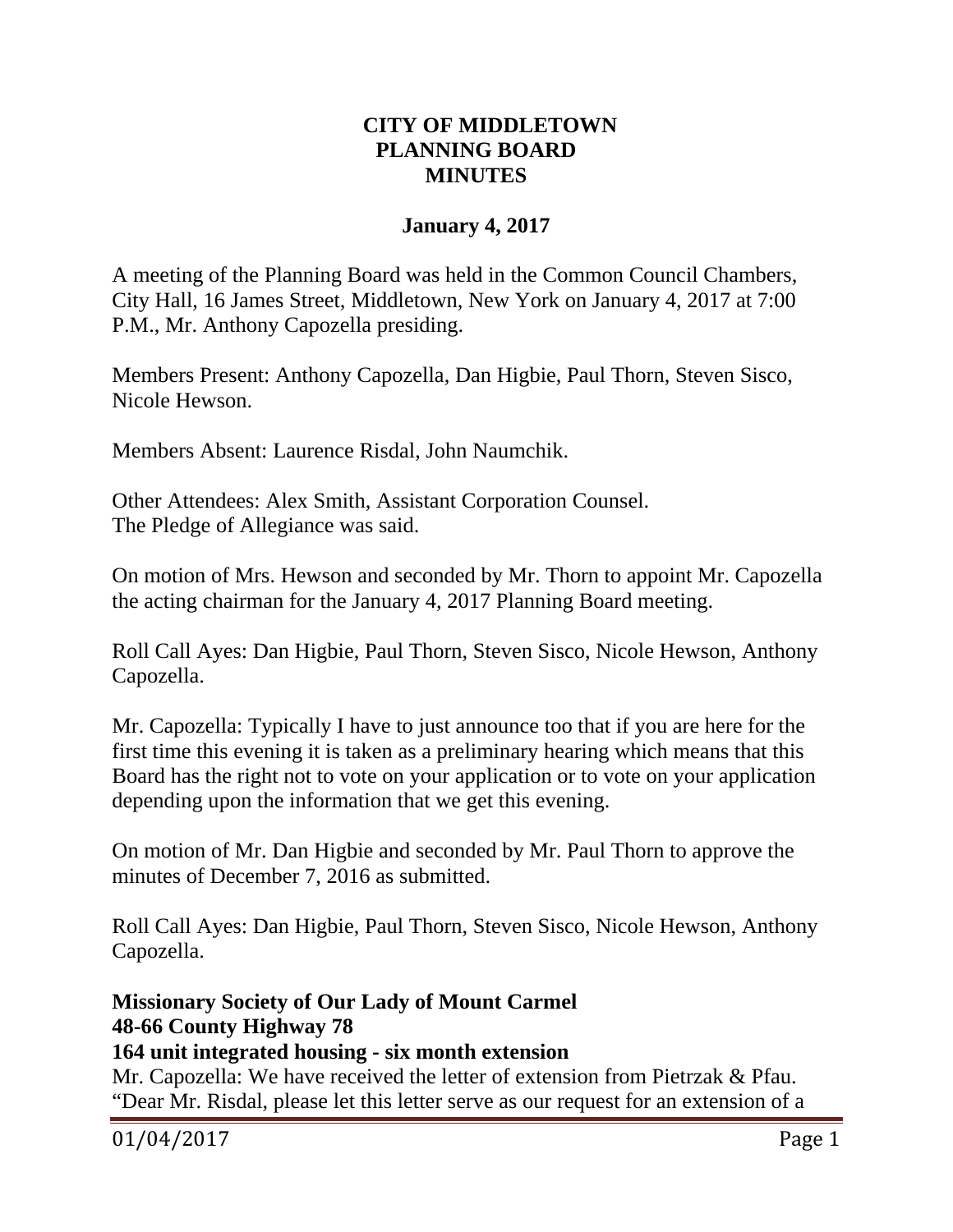# CITY OF MIDDLETOWN
# PLANNING BOARD
# MINUTES

**January 4, 2017**

A meeting of the Planning Board was held in the Common Council Chambers, City Hall, 16 James Street, Middletown, New York on January 4, 2017 at 7:00 P.M., Mr. Anthony Capozella presiding.

Members Present: Anthony Capozella, Dan Higbie, Paul Thorn, Steven Sisco, Nicole Hewson.

Members Absent: Laurence Risdal, John Naumchik.

Other Attendees: Alex Smith, Assistant Corporation Counsel.
The Pledge of Allegiance was said.

On motion of Mrs. Hewson and seconded by Mr. Thorn to appoint Mr. Capozella the acting chairman for the January 4, 2017 Planning Board meeting.

Roll Call Ayes: Dan Higbie, Paul Thorn, Steven Sisco, Nicole Hewson, Anthony Capozella.

Mr. Capozella: Typically I have to just announce too that if you are here for the first time this evening it is taken as a preliminary hearing which means that this Board has the right not to vote on your application or to vote on your application depending upon the information that we get this evening.

On motion of Mr. Dan Higbie and seconded by Mr. Paul Thorn to approve the minutes of December 7, 2016 as submitted.

Roll Call Ayes: Dan Higbie, Paul Thorn, Steven Sisco, Nicole Hewson, Anthony Capozella.

**Missionary Society of Our Lady of Mount Carmel**
**48-66 County Highway 78**
**164 unit integrated housing - six month extension**

Mr. Capozella: We have received the letter of extension from Pietrzak & Pfau. "Dear Mr. Risdal, please let this letter serve as our request for an extension of a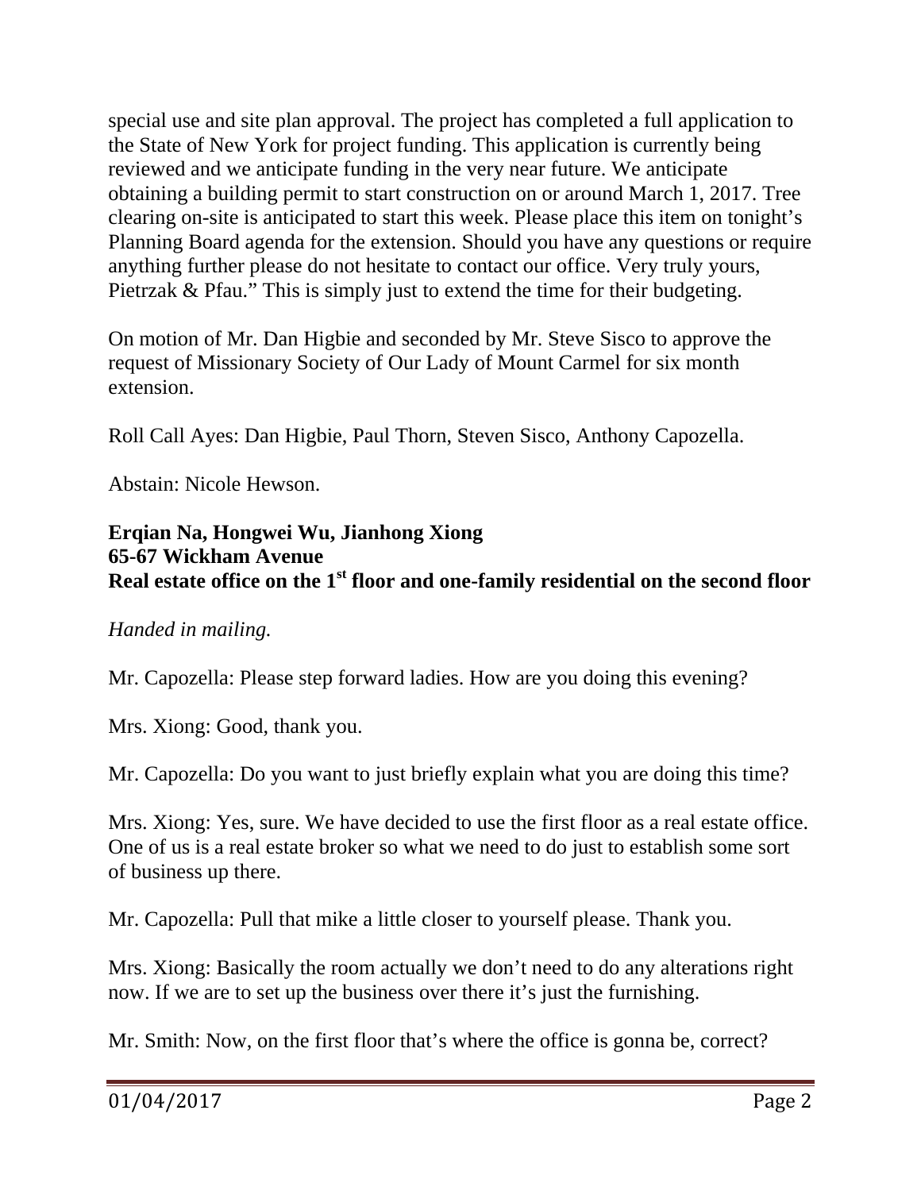special use and site plan approval. The project has completed a full application to the State of New York for project funding. This application is currently being reviewed and we anticipate funding in the very near future. We anticipate obtaining a building permit to start construction on or around March 1, 2017. Tree clearing on-site is anticipated to start this week. Please place this item on tonight's Planning Board agenda for the extension. Should you have any questions or require anything further please do not hesitate to contact our office. Very truly yours, Pietrzak & Pfau." This is simply just to extend the time for their budgeting.

On motion of Mr. Dan Higbie and seconded by Mr. Steve Sisco to approve the request of Missionary Society of Our Lady of Mount Carmel for six month extension.

Roll Call Ayes: Dan Higbie, Paul Thorn, Steven Sisco, Anthony Capozella.

Abstain: Nicole Hewson.

**Erqian Na, Hongwei Wu, Jianhong Xiong**
**65-67 Wickham Avenue**
**Real estate office on the 1st floor and one-family residential on the second floor**

*Handed in mailing.*

Mr. Capozella: Please step forward ladies. How are you doing this evening?

Mrs. Xiong: Good, thank you.

Mr. Capozella: Do you want to just briefly explain what you are doing this time?

Mrs. Xiong: Yes, sure. We have decided to use the first floor as a real estate office. One of us is a real estate broker so what we need to do just to establish some sort of business up there.

Mr. Capozella: Pull that mike a little closer to yourself please. Thank you.

Mrs. Xiong: Basically the room actually we don't need to do any alterations right now. If we are to set up the business over there it's just the furnishing.

Mr. Smith: Now, on the first floor that's where the office is gonna be, correct?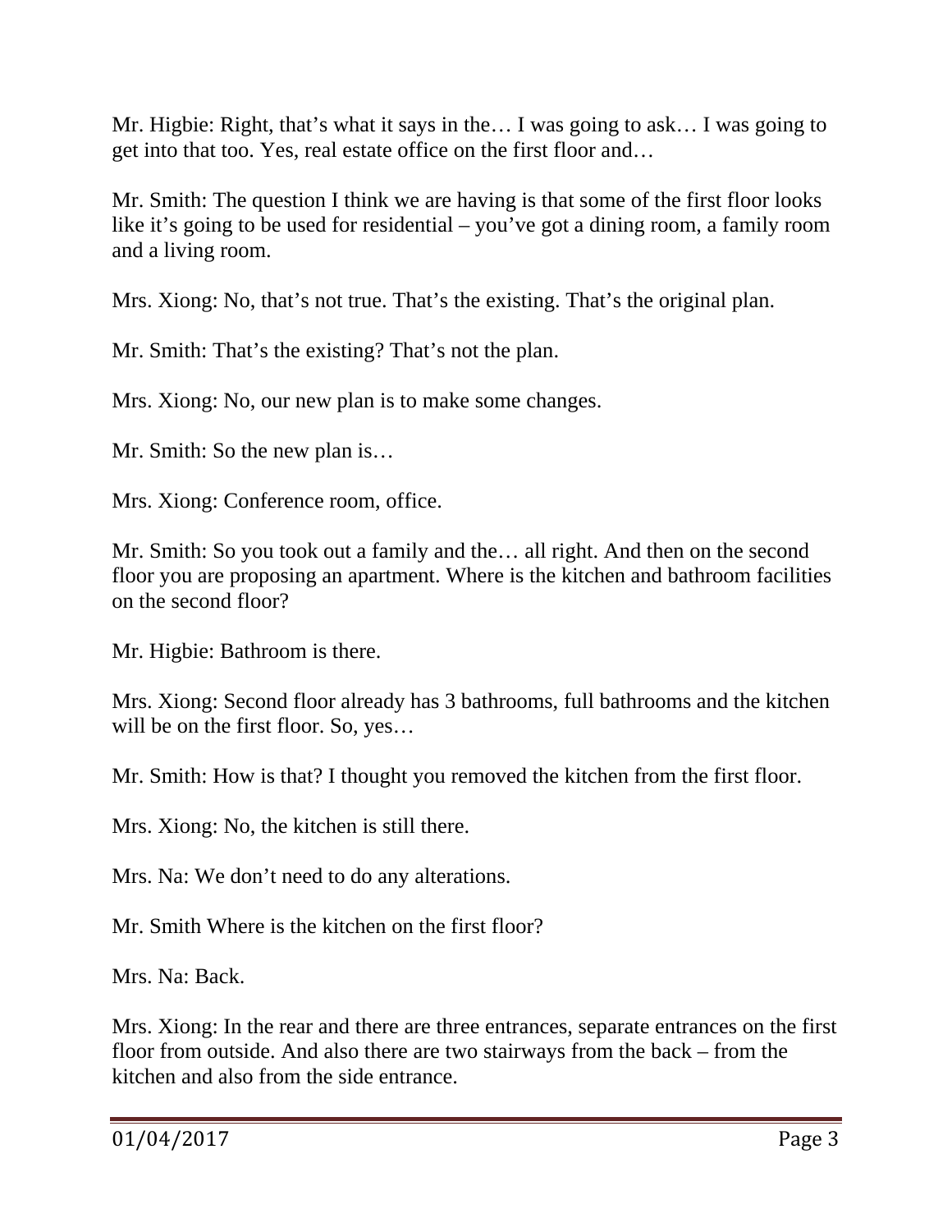Mr. Higbie: Right, that's what it says in the… I was going to ask… I was going to get into that too. Yes, real estate office on the first floor and…

Mr. Smith: The question I think we are having is that some of the first floor looks like it's going to be used for residential – you've got a dining room, a family room and a living room.

Mrs. Xiong: No, that's not true. That's the existing. That's the original plan.

Mr. Smith: That's the existing? That's not the plan.

Mrs. Xiong: No, our new plan is to make some changes.

Mr. Smith: So the new plan is…

Mrs. Xiong: Conference room, office.

Mr. Smith: So you took out a family and the… all right. And then on the second floor you are proposing an apartment. Where is the kitchen and bathroom facilities on the second floor?

Mr. Higbie: Bathroom is there.

Mrs. Xiong: Second floor already has 3 bathrooms, full bathrooms and the kitchen will be on the first floor. So, yes…

Mr. Smith: How is that? I thought you removed the kitchen from the first floor.

Mrs. Xiong: No, the kitchen is still there.

Mrs. Na: We don't need to do any alterations.

Mr. Smith Where is the kitchen on the first floor?

Mrs. Na: Back.

Mrs. Xiong: In the rear and there are three entrances, separate entrances on the first floor from outside. And also there are two stairways from the back – from the kitchen and also from the side entrance.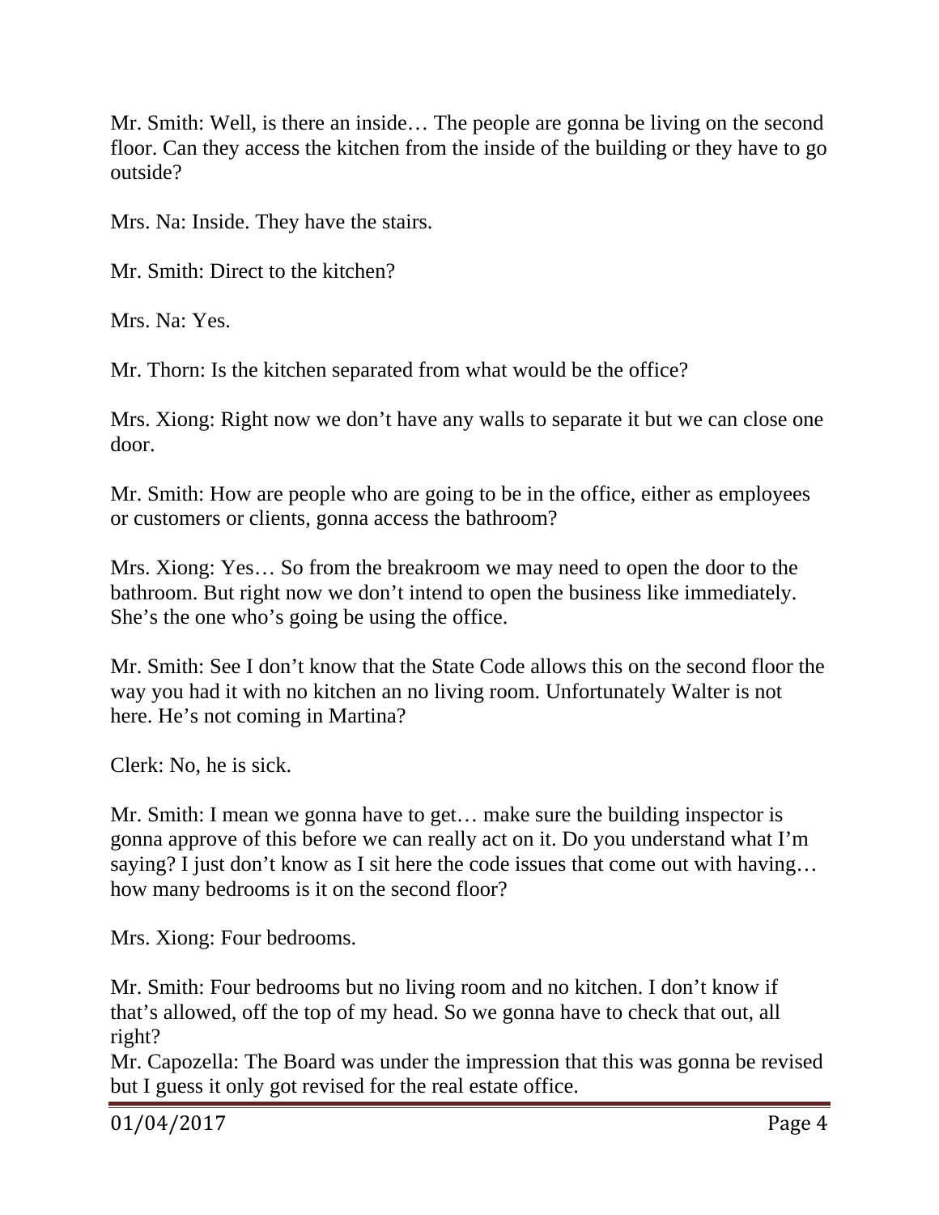Mr. Smith: Well, is there an inside… The people are gonna be living on the second floor. Can they access the kitchen from the inside of the building or they have to go outside?

Mrs. Na: Inside. They have the stairs.

Mr. Smith: Direct to the kitchen?

Mrs. Na: Yes.

Mr. Thorn: Is the kitchen separated from what would be the office?

Mrs. Xiong: Right now we don't have any walls to separate it but we can close one door.

Mr. Smith: How are people who are going to be in the office, either as employees or customers or clients, gonna access the bathroom?

Mrs. Xiong: Yes… So from the breakroom we may need to open the door to the bathroom. But right now we don't intend to open the business like immediately. She's the one who's going be using the office.

Mr. Smith: See I don't know that the State Code allows this on the second floor the way you had it with no kitchen an no living room. Unfortunately Walter is not here. He's not coming in Martina?

Clerk: No, he is sick.

Mr. Smith: I mean we gonna have to get… make sure the building inspector is gonna approve of this before we can really act on it. Do you understand what I'm saying? I just don't know as I sit here the code issues that come out with having… how many bedrooms is it on the second floor?

Mrs. Xiong: Four bedrooms.

Mr. Smith: Four bedrooms but no living room and no kitchen. I don't know if that's allowed, off the top of my head. So we gonna have to check that out, all right?

Mr. Capozella: The Board was under the impression that this was gonna be revised but I guess it only got revised for the real estate office.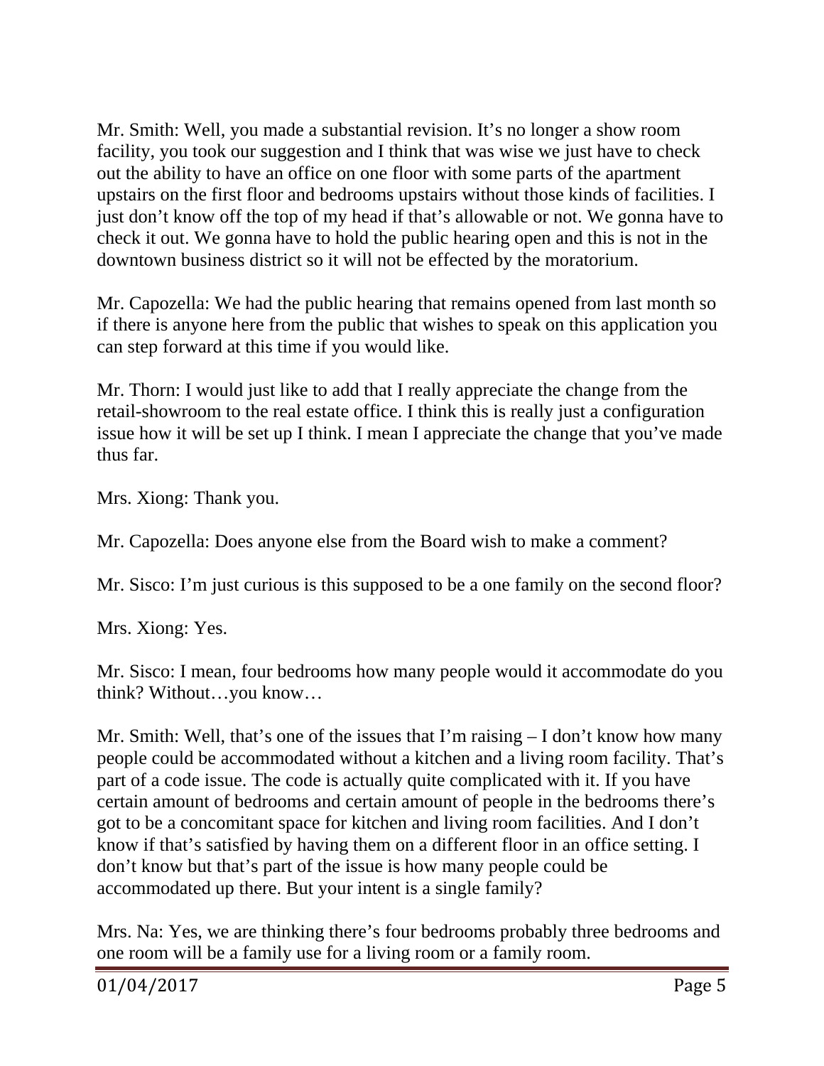Mr. Smith: Well, you made a substantial revision. It's no longer a show room facility, you took our suggestion and I think that was wise we just have to check out the ability to have an office on one floor with some parts of the apartment upstairs on the first floor and bedrooms upstairs without those kinds of facilities. I just don't know off the top of my head if that's allowable or not. We gonna have to check it out. We gonna have to hold the public hearing open and this is not in the downtown business district so it will not be effected by the moratorium.

Mr. Capozella: We had the public hearing that remains opened from last month so if there is anyone here from the public that wishes to speak on this application you can step forward at this time if you would like.

Mr. Thorn: I would just like to add that I really appreciate the change from the retail-showroom to the real estate office. I think this is really just a configuration issue how it will be set up I think. I mean I appreciate the change that you've made thus far.

Mrs. Xiong: Thank you.

Mr. Capozella: Does anyone else from the Board wish to make a comment?

Mr. Sisco: I'm just curious is this supposed to be a one family on the second floor?

Mrs. Xiong: Yes.

Mr. Sisco: I mean, four bedrooms how many people would it accommodate do you think? Without…you know…

Mr. Smith: Well, that's one of the issues that I'm raising – I don't know how many people could be accommodated without a kitchen and a living room facility. That's part of a code issue. The code is actually quite complicated with it. If you have certain amount of bedrooms and certain amount of people in the bedrooms there's got to be a concomitant space for kitchen and living room facilities. And I don't know if that's satisfied by having them on a different floor in an office setting. I don't know but that's part of the issue is how many people could be accommodated up there. But your intent is a single family?

Mrs. Na: Yes, we are thinking there's four bedrooms probably three bedrooms and one room will be a family use for a living room or a family room.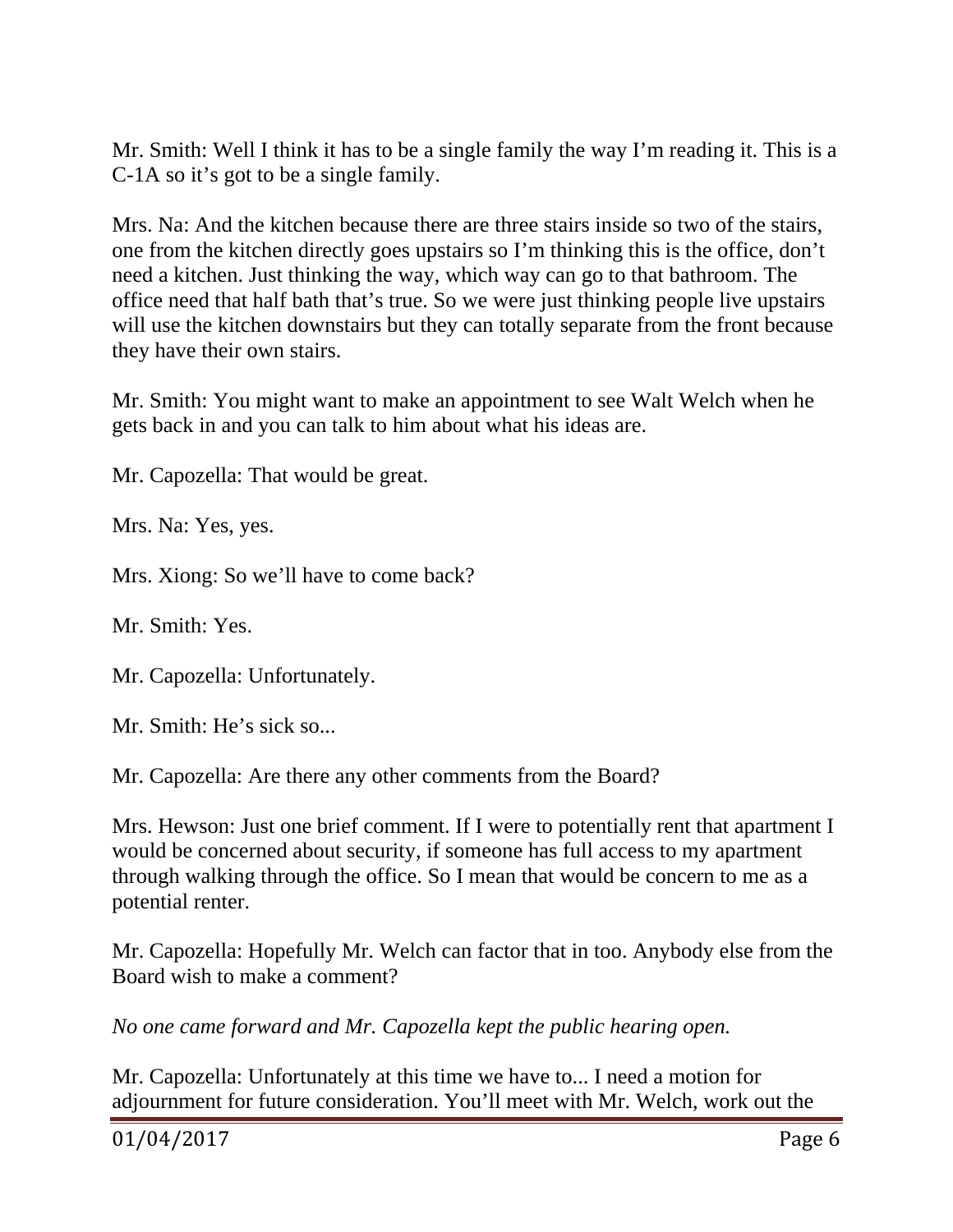Mr. Smith: Well I think it has to be a single family the way I'm reading it. This is a C-1A so it's got to be a single family.

Mrs. Na: And the kitchen because there are three stairs inside so two of the stairs, one from the kitchen directly goes upstairs so I'm thinking this is the office, don't need a kitchen. Just thinking the way, which way can go to that bathroom. The office need that half bath that's true. So we were just thinking people live upstairs will use the kitchen downstairs but they can totally separate from the front because they have their own stairs.

Mr. Smith: You might want to make an appointment to see Walt Welch when he gets back in and you can talk to him about what his ideas are.

Mr. Capozella: That would be great.

Mrs. Na: Yes, yes.

Mrs. Xiong: So we'll have to come back?

Mr. Smith: Yes.

Mr. Capozella: Unfortunately.

Mr. Smith: He's sick so...

Mr. Capozella: Are there any other comments from the Board?

Mrs. Hewson: Just one brief comment. If I were to potentially rent that apartment I would be concerned about security, if someone has full access to my apartment through walking through the office. So I mean that would be concern to me as a potential renter.

Mr. Capozella: Hopefully Mr. Welch can factor that in too. Anybody else from the Board wish to make a comment?

*No one came forward and Mr. Capozella kept the public hearing open.*

Mr. Capozella: Unfortunately at this time we have to... I need a motion for adjournment for future consideration. You'll meet with Mr. Welch, work out the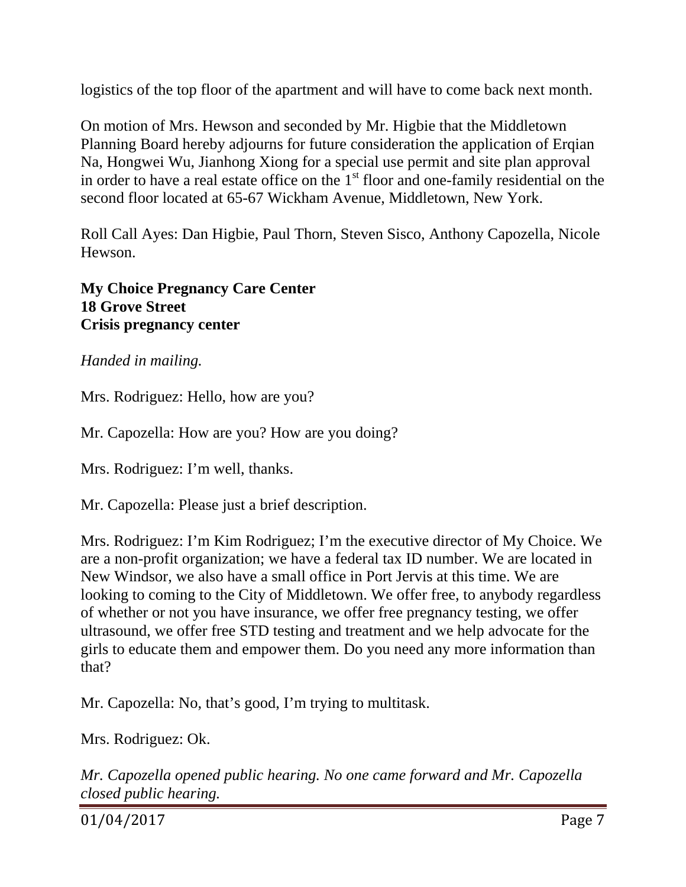logistics of the top floor of the apartment and will have to come back next month.

On motion of Mrs. Hewson and seconded by Mr. Higbie that the Middletown Planning Board hereby adjourns for future consideration the application of Erqian Na, Hongwei Wu, Jianhong Xiong for a special use permit and site plan approval in order to have a real estate office on the 1st floor and one-family residential on the second floor located at 65-67 Wickham Avenue, Middletown, New York.

Roll Call Ayes: Dan Higbie, Paul Thorn, Steven Sisco, Anthony Capozella, Nicole Hewson.

**My Choice Pregnancy Care Center**
**18 Grove Street**
**Crisis pregnancy center**

*Handed in mailing.*

Mrs. Rodriguez: Hello, how are you?

Mr. Capozella: How are you? How are you doing?

Mrs. Rodriguez: I'm well, thanks.

Mr. Capozella: Please just a brief description.

Mrs. Rodriguez: I'm Kim Rodriguez; I'm the executive director of My Choice. We are a non-profit organization; we have a federal tax ID number. We are located in New Windsor, we also have a small office in Port Jervis at this time. We are looking to coming to the City of Middletown. We offer free, to anybody regardless of whether or not you have insurance, we offer free pregnancy testing, we offer ultrasound, we offer free STD testing and treatment and we help advocate for the girls to educate them and empower them. Do you need any more information than that?

Mr. Capozella: No, that's good, I'm trying to multitask.

Mrs. Rodriguez: Ok.

*Mr. Capozella opened public hearing. No one came forward and Mr. Capozella closed public hearing.*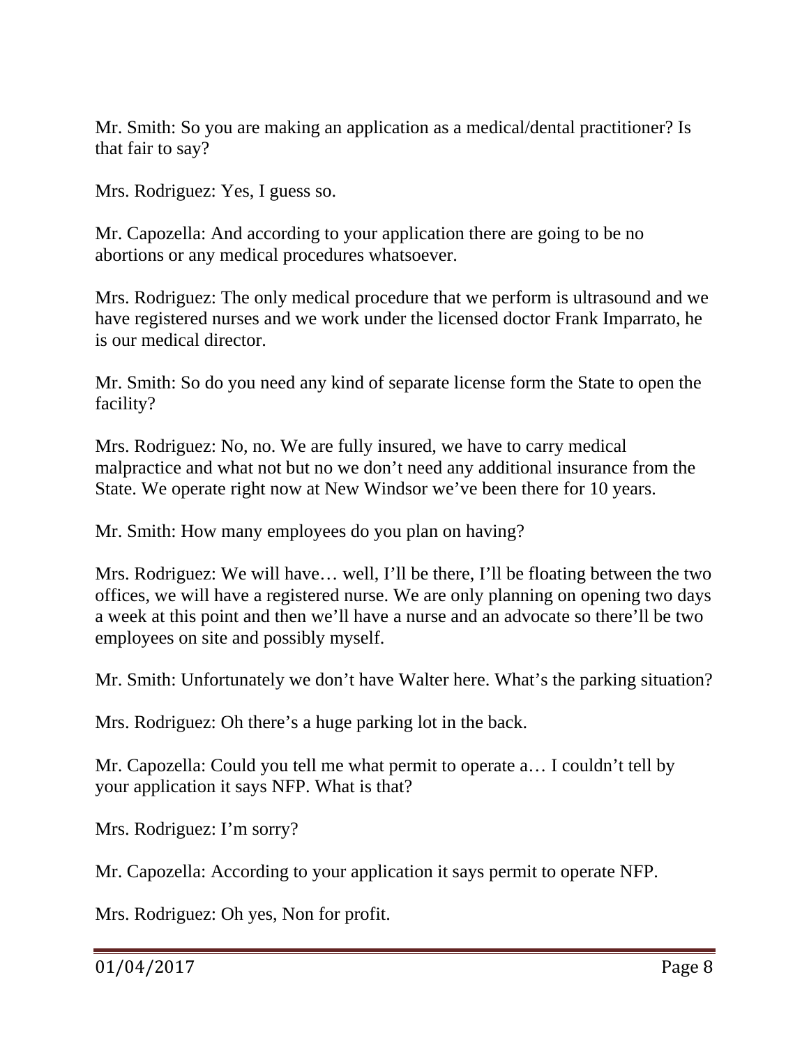Mr. Smith: So you are making an application as a medical/dental practitioner? Is that fair to say?

Mrs. Rodriguez: Yes, I guess so.

Mr. Capozella: And according to your application there are going to be no abortions or any medical procedures whatsoever.

Mrs. Rodriguez: The only medical procedure that we perform is ultrasound and we have registered nurses and we work under the licensed doctor Frank Imparrato, he is our medical director.

Mr. Smith: So do you need any kind of separate license form the State to open the facility?

Mrs. Rodriguez: No, no. We are fully insured, we have to carry medical malpractice and what not but no we don't need any additional insurance from the State. We operate right now at New Windsor we've been there for 10 years.

Mr. Smith: How many employees do you plan on having?

Mrs. Rodriguez: We will have… well, I'll be there, I'll be floating between the two offices, we will have a registered nurse. We are only planning on opening two days a week at this point and then we'll have a nurse and an advocate so there'll be two employees on site and possibly myself.

Mr. Smith: Unfortunately we don't have Walter here. What's the parking situation?

Mrs. Rodriguez: Oh there's a huge parking lot in the back.

Mr. Capozella: Could you tell me what permit to operate a… I couldn't tell by your application it says NFP. What is that?

Mrs. Rodriguez: I'm sorry?

Mr. Capozella: According to your application it says permit to operate NFP.

Mrs. Rodriguez: Oh yes, Non for profit.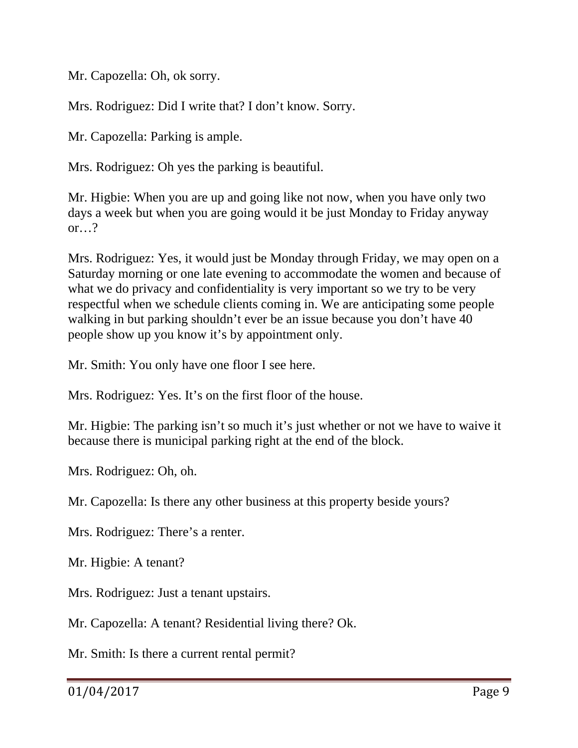Mr. Capozella: Oh, ok sorry.

Mrs. Rodriguez: Did I write that? I don't know. Sorry.

Mr. Capozella: Parking is ample.

Mrs. Rodriguez: Oh yes the parking is beautiful.

Mr. Higbie: When you are up and going like not now, when you have only two days a week but when you are going would it be just Monday to Friday anyway or…?

Mrs. Rodriguez: Yes, it would just be Monday through Friday, we may open on a Saturday morning or one late evening to accommodate the women and because of what we do privacy and confidentiality is very important so we try to be very respectful when we schedule clients coming in. We are anticipating some people walking in but parking shouldn't ever be an issue because you don't have 40 people show up you know it's by appointment only.

Mr. Smith: You only have one floor I see here.

Mrs. Rodriguez: Yes. It's on the first floor of the house.

Mr. Higbie: The parking isn't so much it's just whether or not we have to waive it because there is municipal parking right at the end of the block.

Mrs. Rodriguez: Oh, oh.

Mr. Capozella: Is there any other business at this property beside yours?

Mrs. Rodriguez: There's a renter.

Mr. Higbie: A tenant?

Mrs. Rodriguez: Just a tenant upstairs.

Mr. Capozella: A tenant? Residential living there? Ok.

Mr. Smith: Is there a current rental permit?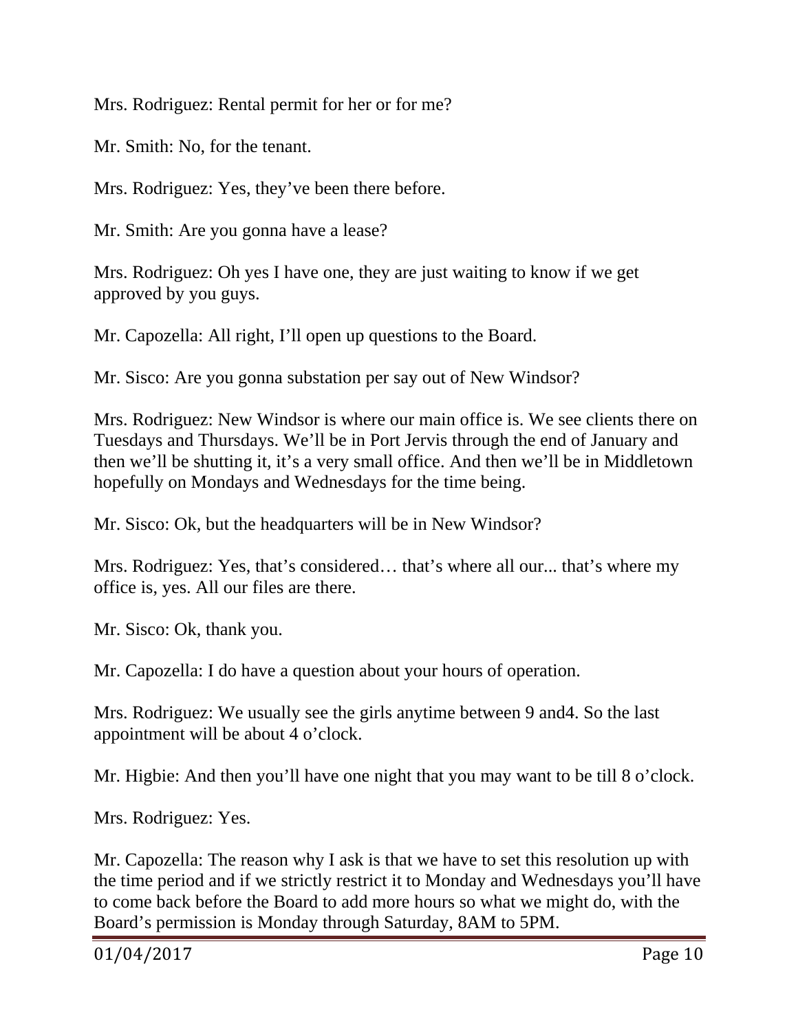Mrs. Rodriguez: Rental permit for her or for me?

Mr. Smith: No, for the tenant.

Mrs. Rodriguez: Yes, they've been there before.

Mr. Smith: Are you gonna have a lease?

Mrs. Rodriguez: Oh yes I have one, they are just waiting to know if we get approved by you guys.

Mr. Capozella: All right, I'll open up questions to the Board.

Mr. Sisco: Are you gonna substation per say out of New Windsor?

Mrs. Rodriguez: New Windsor is where our main office is. We see clients there on Tuesdays and Thursdays. We'll be in Port Jervis through the end of January and then we'll be shutting it, it's a very small office. And then we'll be in Middletown hopefully on Mondays and Wednesdays for the time being.

Mr. Sisco: Ok, but the headquarters will be in New Windsor?

Mrs. Rodriguez: Yes, that's considered… that's where all our... that's where my office is, yes. All our files are there.

Mr. Sisco: Ok, thank you.

Mr. Capozella: I do have a question about your hours of operation.

Mrs. Rodriguez: We usually see the girls anytime between 9 and4. So the last appointment will be about 4 o'clock.

Mr. Higbie: And then you'll have one night that you may want to be till 8 o'clock.

Mrs. Rodriguez: Yes.

Mr. Capozella: The reason why I ask is that we have to set this resolution up with the time period and if we strictly restrict it to Monday and Wednesdays you'll have to come back before the Board to add more hours so what we might do, with the Board's permission is Monday through Saturday, 8AM to 5PM.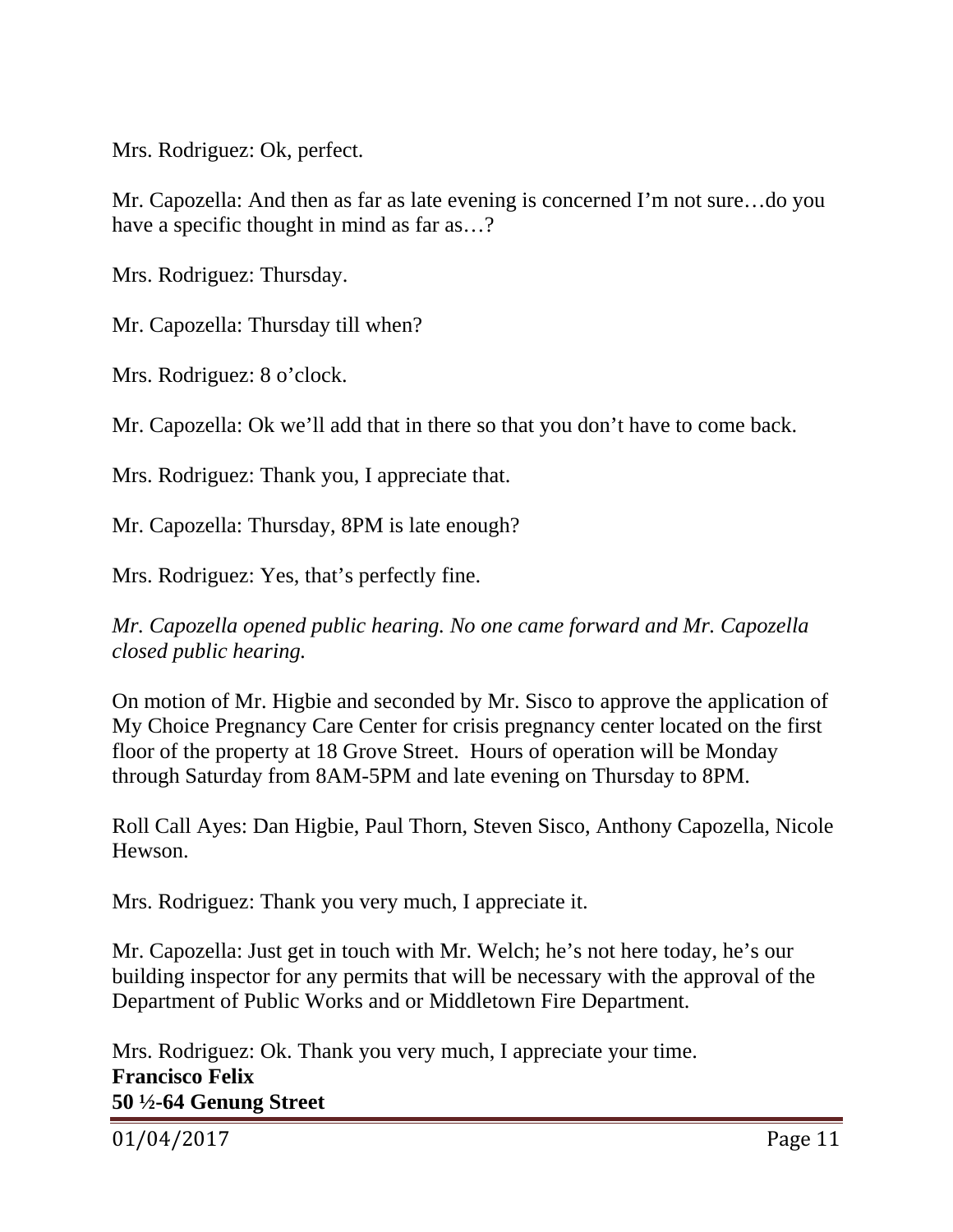Mrs. Rodriguez: Ok, perfect.

Mr. Capozella: And then as far as late evening is concerned I'm not sure…do you have a specific thought in mind as far as…?

Mrs. Rodriguez: Thursday.

Mr. Capozella: Thursday till when?

Mrs. Rodriguez: 8 o'clock.

Mr. Capozella: Ok we'll add that in there so that you don't have to come back.

Mrs. Rodriguez: Thank you, I appreciate that.

Mr. Capozella: Thursday, 8PM is late enough?

Mrs. Rodriguez: Yes, that's perfectly fine.

*Mr. Capozella opened public hearing. No one came forward and Mr. Capozella closed public hearing.*

On motion of Mr. Higbie and seconded by Mr. Sisco to approve the application of My Choice Pregnancy Care Center for crisis pregnancy center located on the first floor of the property at 18 Grove Street. Hours of operation will be Monday through Saturday from 8AM-5PM and late evening on Thursday to 8PM.

Roll Call Ayes: Dan Higbie, Paul Thorn, Steven Sisco, Anthony Capozella, Nicole Hewson.

Mrs. Rodriguez: Thank you very much, I appreciate it.

Mr. Capozella: Just get in touch with Mr. Welch; he's not here today, he's our building inspector for any permits that will be necessary with the approval of the Department of Public Works and or Middletown Fire Department.

Mrs. Rodriguez: Ok. Thank you very much, I appreciate your time.

**Francisco Felix**
**50 ½-64 Genung Street**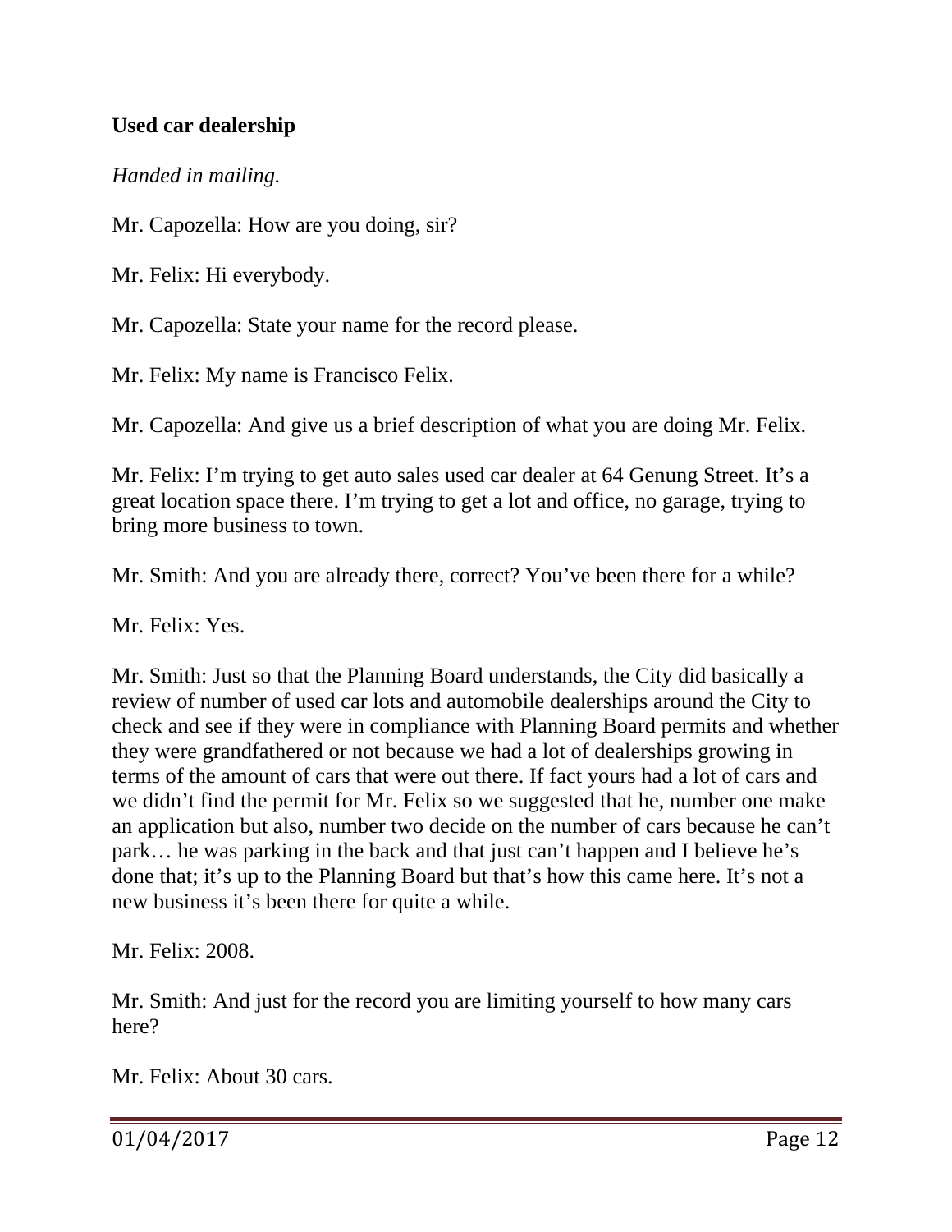**Used car dealership**

*Handed in mailing.*

Mr. Capozella: How are you doing, sir?

Mr. Felix: Hi everybody.

Mr. Capozella: State your name for the record please.

Mr. Felix: My name is Francisco Felix.

Mr. Capozella: And give us a brief description of what you are doing Mr. Felix.

Mr. Felix: I'm trying to get auto sales used car dealer at 64 Genung Street. It's a great location space there. I'm trying to get a lot and office, no garage, trying to bring more business to town.

Mr. Smith: And you are already there, correct? You've been there for a while?

Mr. Felix: Yes.

Mr. Smith: Just so that the Planning Board understands, the City did basically a review of number of used car lots and automobile dealerships around the City to check and see if they were in compliance with Planning Board permits and whether they were grandfathered or not because we had a lot of dealerships growing in terms of the amount of cars that were out there. If fact yours had a lot of cars and we didn't find the permit for Mr. Felix so we suggested that he, number one make an application but also, number two decide on the number of cars because he can't park… he was parking in the back and that just can't happen and I believe he's done that; it's up to the Planning Board but that's how this came here. It's not a new business it's been there for quite a while.

Mr. Felix: 2008.

Mr. Smith: And just for the record you are limiting yourself to how many cars here?

Mr. Felix: About 30 cars.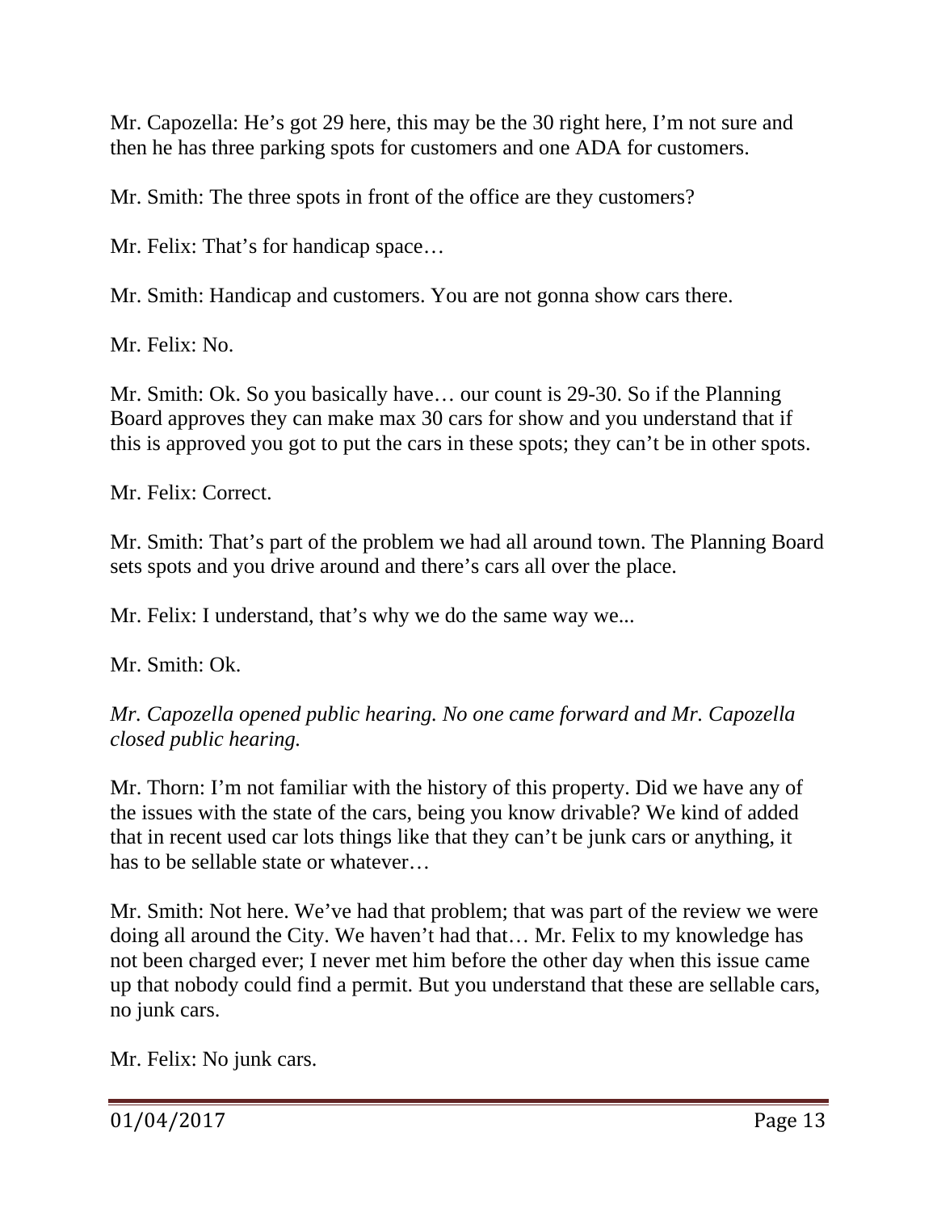Mr. Capozella: He's got 29 here, this may be the 30 right here, I'm not sure and then he has three parking spots for customers and one ADA for customers.

Mr. Smith: The three spots in front of the office are they customers?

Mr. Felix: That's for handicap space…

Mr. Smith: Handicap and customers. You are not gonna show cars there.

Mr. Felix: No.

Mr. Smith: Ok. So you basically have… our count is 29-30. So if the Planning Board approves they can make max 30 cars for show and you understand that if this is approved you got to put the cars in these spots; they can't be in other spots.

Mr. Felix: Correct.

Mr. Smith: That's part of the problem we had all around town. The Planning Board sets spots and you drive around and there's cars all over the place.

Mr. Felix: I understand, that's why we do the same way we...

Mr. Smith: Ok.

*Mr. Capozella opened public hearing. No one came forward and Mr. Capozella closed public hearing.*

Mr. Thorn: I'm not familiar with the history of this property. Did we have any of the issues with the state of the cars, being you know drivable? We kind of added that in recent used car lots things like that they can't be junk cars or anything, it has to be sellable state or whatever…

Mr. Smith: Not here. We've had that problem; that was part of the review we were doing all around the City. We haven't had that… Mr. Felix to my knowledge has not been charged ever; I never met him before the other day when this issue came up that nobody could find a permit. But you understand that these are sellable cars, no junk cars.

Mr. Felix: No junk cars.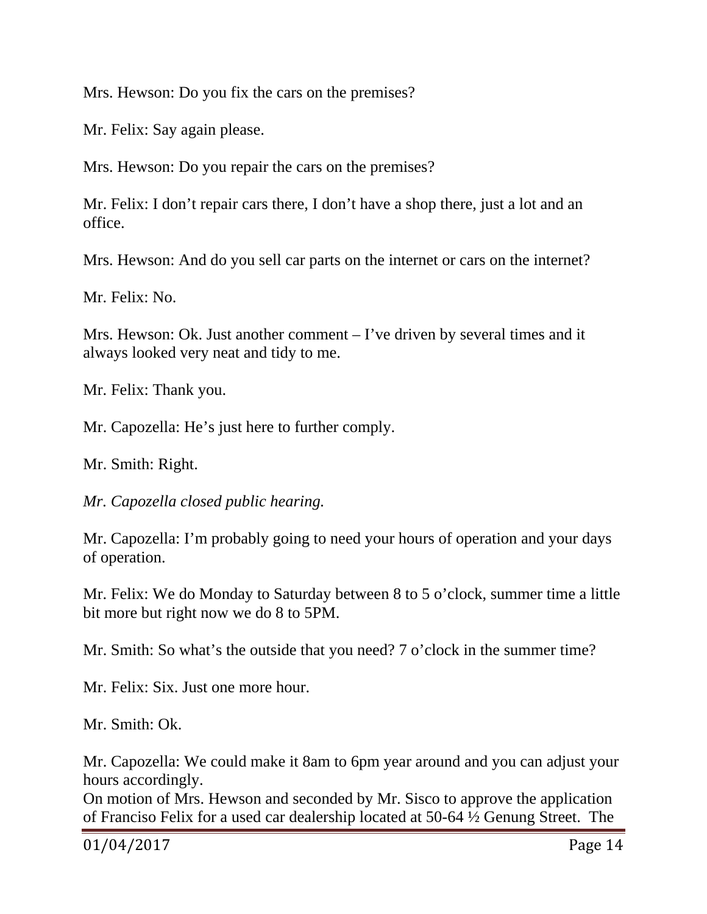Mrs. Hewson: Do you fix the cars on the premises?

Mr. Felix: Say again please.

Mrs. Hewson: Do you repair the cars on the premises?

Mr. Felix: I don't repair cars there, I don't have a shop there, just a lot and an office.

Mrs. Hewson: And do you sell car parts on the internet or cars on the internet?

Mr. Felix: No.

Mrs. Hewson: Ok. Just another comment – I've driven by several times and it always looked very neat and tidy to me.

Mr. Felix: Thank you.

Mr. Capozella: He's just here to further comply.

Mr. Smith: Right.

*Mr. Capozella closed public hearing.*

Mr. Capozella: I'm probably going to need your hours of operation and your days of operation.

Mr. Felix: We do Monday to Saturday between 8 to 5 o'clock, summer time a little bit more but right now we do 8 to 5PM.

Mr. Smith: So what's the outside that you need? 7 o'clock in the summer time?

Mr. Felix: Six. Just one more hour.

Mr. Smith: Ok.

Mr. Capozella: We could make it 8am to 6pm year around and you can adjust your hours accordingly.
On motion of Mrs. Hewson and seconded by Mr. Sisco to approve the application of Francisco Felix for a used car dealership located at 50-64 ½ Genung Street. The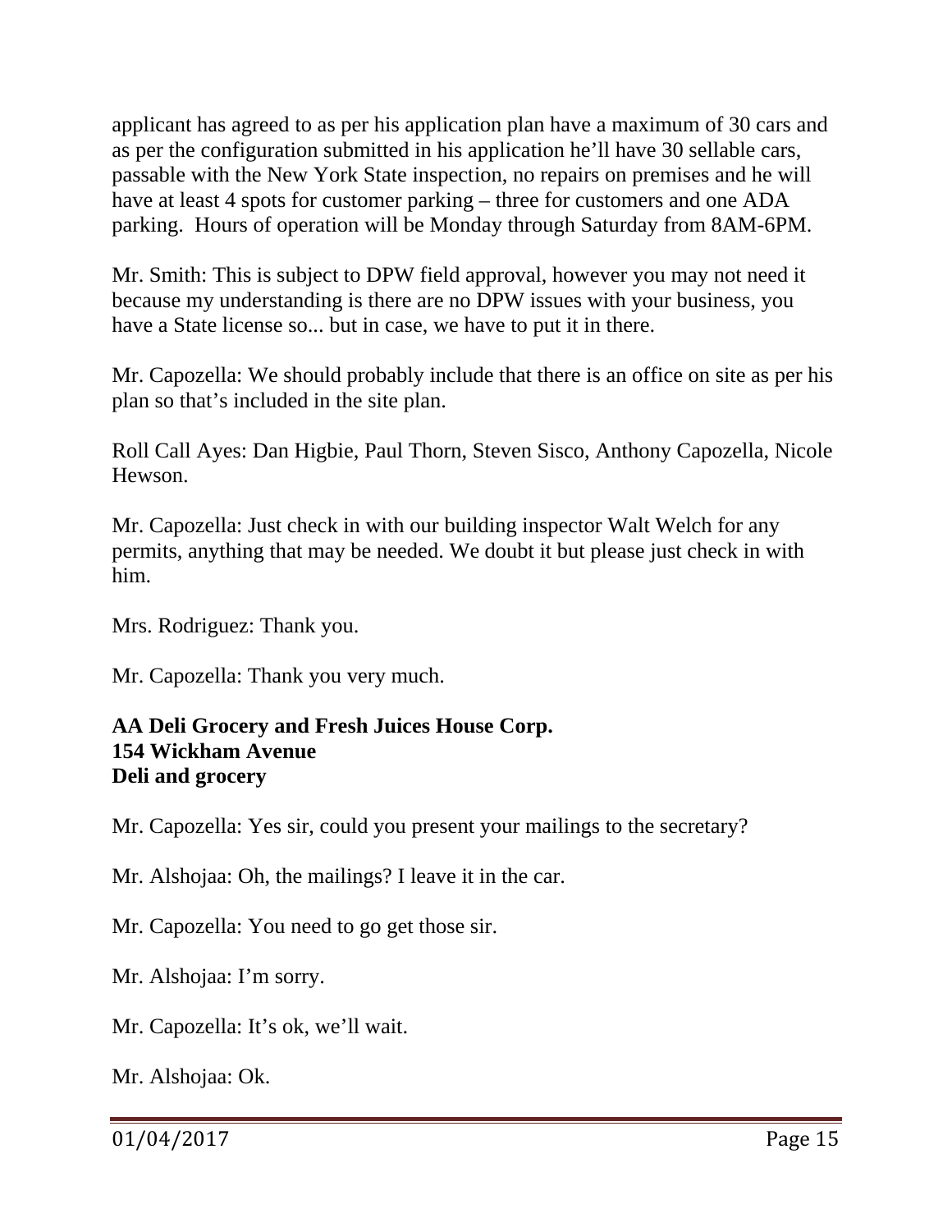applicant has agreed to as per his application plan have a maximum of 30 cars and as per the configuration submitted in his application he'll have 30 sellable cars, passable with the New York State inspection, no repairs on premises and he will have at least 4 spots for customer parking – three for customers and one ADA parking. Hours of operation will be Monday through Saturday from 8AM-6PM.

Mr. Smith: This is subject to DPW field approval, however you may not need it because my understanding is there are no DPW issues with your business, you have a State license so... but in case, we have to put it in there.

Mr. Capozella: We should probably include that there is an office on site as per his plan so that's included in the site plan.

Roll Call Ayes: Dan Higbie, Paul Thorn, Steven Sisco, Anthony Capozella, Nicole Hewson.

Mr. Capozella: Just check in with our building inspector Walt Welch for any permits, anything that may be needed. We doubt it but please just check in with him.

Mrs. Rodriguez: Thank you.

Mr. Capozella: Thank you very much.

**AA Deli Grocery and Fresh Juices House Corp.**
**154 Wickham Avenue**
**Deli and grocery**

Mr. Capozella: Yes sir, could you present your mailings to the secretary?

Mr. Alshojaa: Oh, the mailings? I leave it in the car.

Mr. Capozella: You need to go get those sir.

Mr. Alshojaa: I'm sorry.

Mr. Capozella: It's ok, we'll wait.

Mr. Alshojaa: Ok.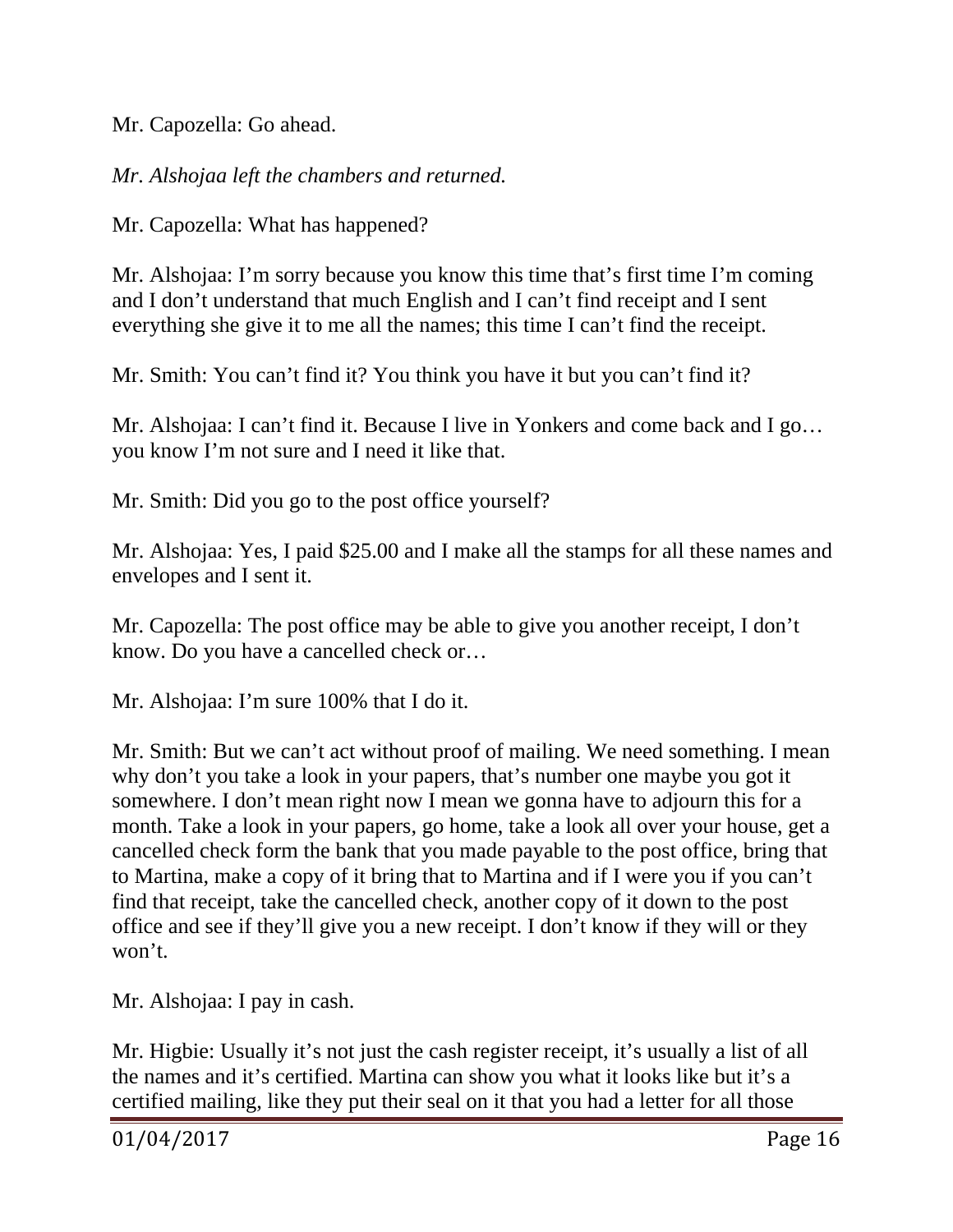Mr. Capozella: Go ahead.

*Mr. Alshojaa left the chambers and returned.*

Mr. Capozella: What has happened?

Mr. Alshojaa: I'm sorry because you know this time that's first time I'm coming and I don't understand that much English and I can't find receipt and I sent everything she give it to me all the names; this time I can't find the receipt.

Mr. Smith: You can't find it? You think you have it but you can't find it?

Mr. Alshojaa: I can't find it. Because I live in Yonkers and come back and I go… you know I'm not sure and I need it like that.

Mr. Smith: Did you go to the post office yourself?

Mr. Alshojaa: Yes, I paid $25.00 and I make all the stamps for all these names and envelopes and I sent it.

Mr. Capozella: The post office may be able to give you another receipt, I don't know. Do you have a cancelled check or…

Mr. Alshojaa: I'm sure 100% that I do it.

Mr. Smith: But we can't act without proof of mailing. We need something. I mean why don't you take a look in your papers, that's number one maybe you got it somewhere. I don't mean right now I mean we gonna have to adjourn this for a month. Take a look in your papers, go home, take a look all over your house, get a cancelled check form the bank that you made payable to the post office, bring that to Martina, make a copy of it bring that to Martina and if I were you if you can't find that receipt, take the cancelled check, another copy of it down to the post office and see if they'll give you a new receipt. I don't know if they will or they won't.

Mr. Alshojaa: I pay in cash.

Mr. Higbie: Usually it's not just the cash register receipt, it's usually a list of all the names and it's certified. Martina can show you what it looks like but it's a certified mailing, like they put their seal on it that you had a letter for all those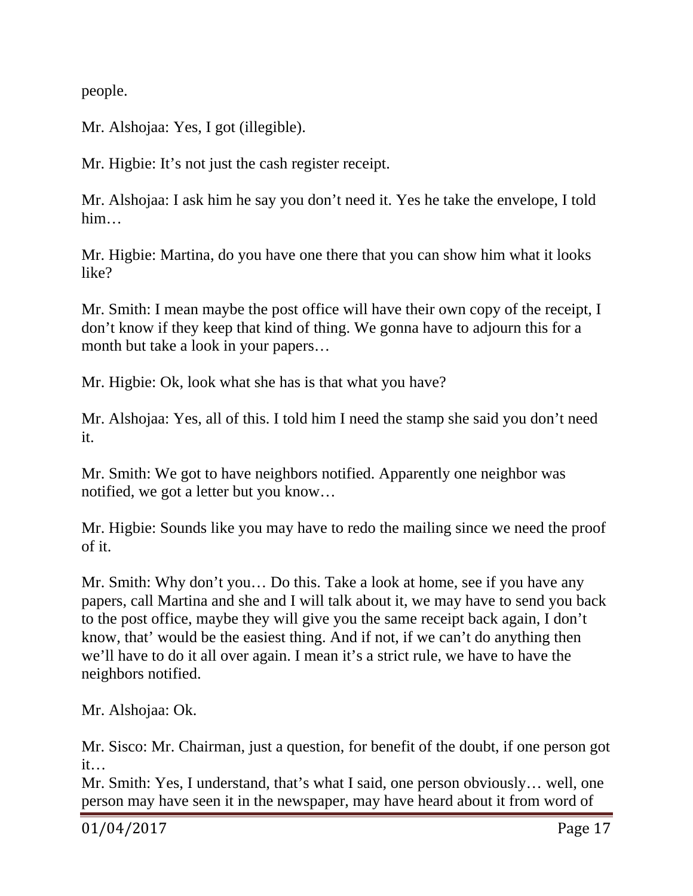people.

Mr. Alshojaa: Yes, I got (illegible).

Mr. Higbie: It's not just the cash register receipt.

Mr. Alshojaa: I ask him he say you don't need it. Yes he take the envelope, I told him…

Mr. Higbie: Martina, do you have one there that you can show him what it looks like?

Mr. Smith: I mean maybe the post office will have their own copy of the receipt, I don't know if they keep that kind of thing. We gonna have to adjourn this for a month but take a look in your papers…

Mr. Higbie: Ok, look what she has is that what you have?

Mr. Alshojaa: Yes, all of this. I told him I need the stamp she said you don't need it.

Mr. Smith: We got to have neighbors notified. Apparently one neighbor was notified, we got a letter but you know…

Mr. Higbie: Sounds like you may have to redo the mailing since we need the proof of it.

Mr. Smith: Why don't you… Do this. Take a look at home, see if you have any papers, call Martina and she and I will talk about it, we may have to send you back to the post office, maybe they will give you the same receipt back again, I don't know, that' would be the easiest thing. And if not, if we can't do anything then we'll have to do it all over again. I mean it's a strict rule, we have to have the neighbors notified.

Mr. Alshojaa: Ok.

Mr. Sisco: Mr. Chairman, just a question, for benefit of the doubt, if one person got it…

Mr. Smith: Yes, I understand, that's what I said, one person obviously… well, one person may have seen it in the newspaper, may have heard about it from word of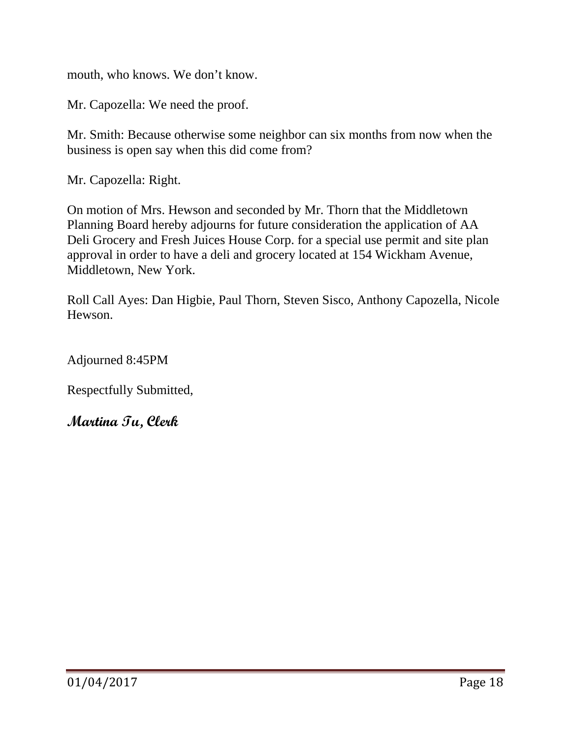mouth, who knows. We don't know.

Mr. Capozella: We need the proof.

Mr. Smith: Because otherwise some neighbor can six months from now when the business is open say when this did come from?

Mr. Capozella: Right.

On motion of Mrs. Hewson and seconded by Mr. Thorn that the Middletown Planning Board hereby adjourns for future consideration the application of AA Deli Grocery and Fresh Juices House Corp. for a special use permit and site plan approval in order to have a deli and grocery located at 154 Wickham Avenue, Middletown, New York.

Roll Call Ayes: Dan Higbie, Paul Thorn, Steven Sisco, Anthony Capozella, Nicole Hewson.

Adjourned 8:45PM

Respectfully Submitted,

***Martina Tu, Clerk***